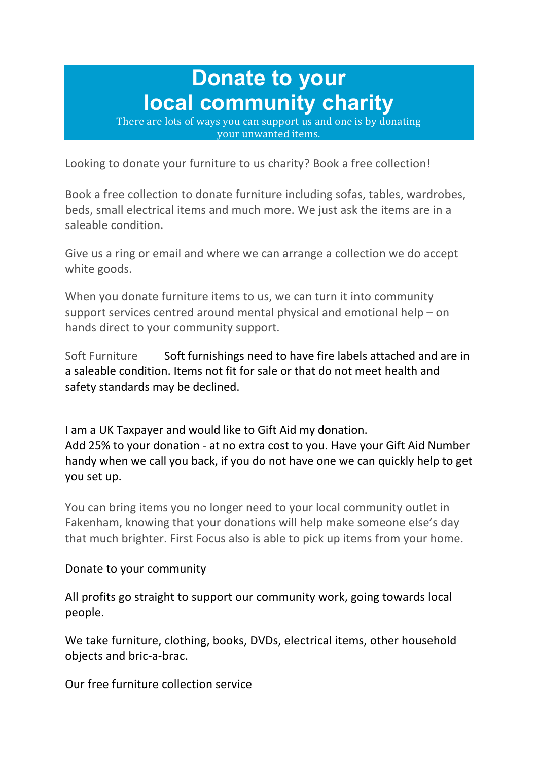# Donate to your local community charity

There are lots of ways you can support us and one is by donating your unwanted items.

Looking to donate your furniture to us charity? Book a free collection!

Book a free collection to donate furniture including sofas, tables, wardrobes, beds, small electrical items and much more. We just ask the items are in a saleable condition.

Give us a ring or email and where we can arrange a collection we do accept white goods.

When you donate furniture items to us, we can turn it into community support services centred around mental physical and emotional help – on hands direct to your community support.

Soft Furniture Soft furnishings need to have fire labels attached and are in a saleable condition. Items not fit for sale or that do not meet health and safety standards may be declined.

I am a UK Taxpayer and would like to Gift Aid my donation.
Add 25% to your donation - at no extra cost to you. Have your Gift Aid Number handy when we call you back, if you do not have one we can quickly help to get you set up.

You can bring items you no longer need to your local community outlet in Fakenham, knowing that your donations will help make someone else's day that much brighter. First Focus also is able to pick up items from your home.

Donate to your community

All profits go straight to support our community work, going towards local people.

We take furniture, clothing, books, DVDs, electrical items, other household objects and bric-a-brac.

Our free furniture collection service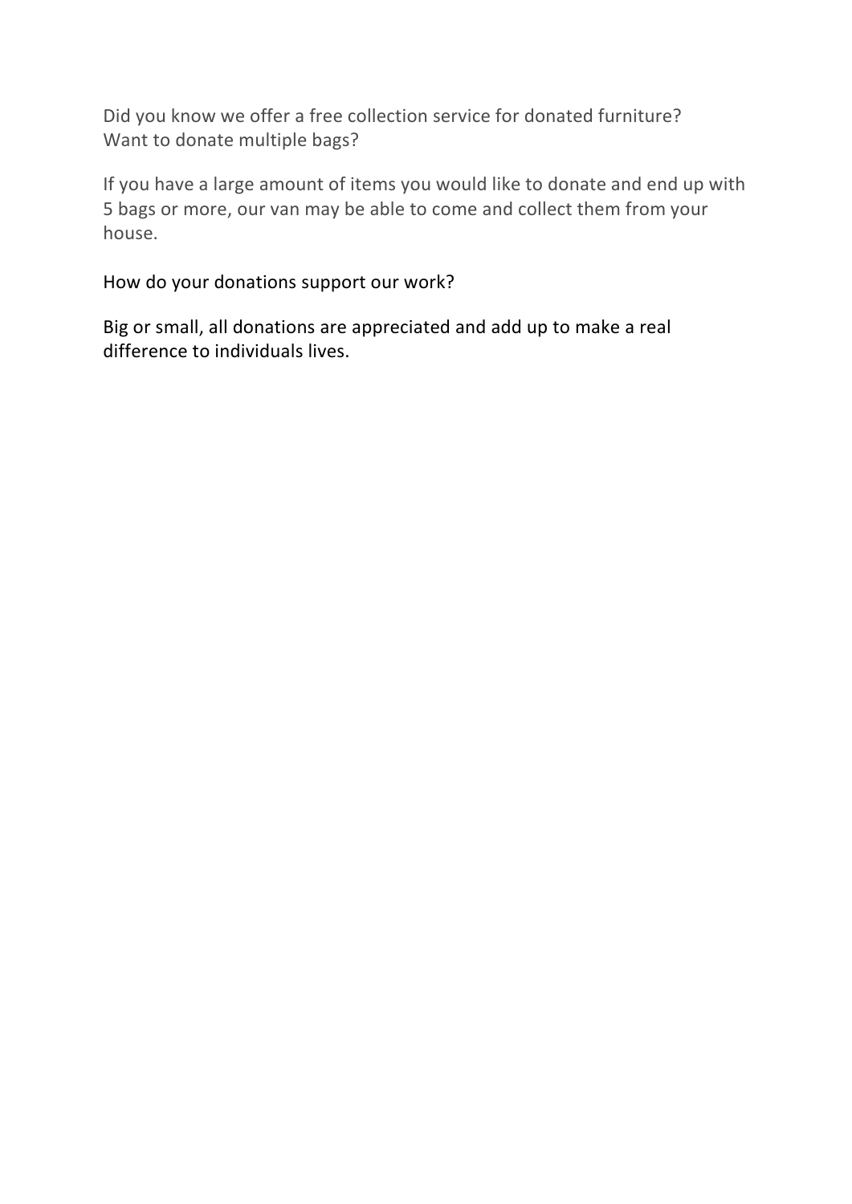Did you know we offer a free collection service for donated furniture?
Want to donate multiple bags?

If you have a large amount of items you would like to donate and end up with 5 bags or more, our van may be able to come and collect them from your house.

How do your donations support our work?

Big or small, all donations are appreciated and add up to make a real difference to individuals lives.